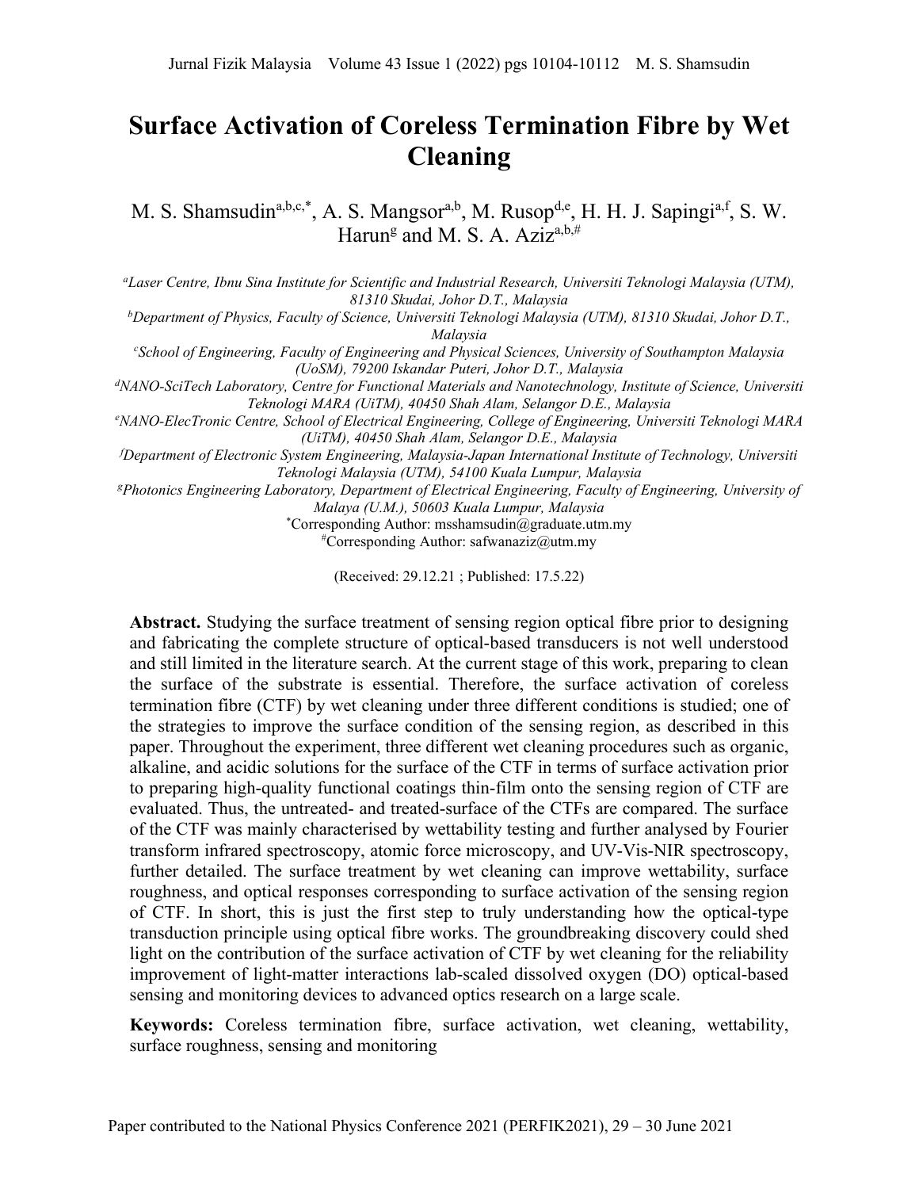# Surface Activation of Coreless Termination Fibre by Wet Cleaning

M. S. Shamsudin[a,b,c,*], A. S. Mangsor[a,b], M. Rusop[d,e], H. H. J. Sapingi[a,f], S. W. Harun[g] and M. S. A. Aziz[a,b,#]

[a]*Laser Centre, Ibnu Sina Institute for Scientific and Industrial Research, Universiti Teknologi Malaysia (UTM), 81310 Skudai, Johor D.T., Malaysia*

[b]*Department of Physics, Faculty of Science, Universiti Teknologi Malaysia (UTM), 81310 Skudai, Johor D.T., Malaysia*

[c]*School of Engineering, Faculty of Engineering and Physical Sciences, University of Southampton Malaysia (UoSM), 79200 Iskandar Puteri, Johor D.T., Malaysia*

[d]*NANO-SciTech Laboratory, Centre for Functional Materials and Nanotechnology, Institute of Science, Universiti Teknologi MARA (UiTM), 40450 Shah Alam, Selangor D.E., Malaysia*

[e]*NANO-ElecTronic Centre, School of Electrical Engineering, College of Engineering, Universiti Teknologi MARA (UiTM), 40450 Shah Alam, Selangor D.E., Malaysia*

[f]*Department of Electronic System Engineering, Malaysia-Japan International Institute of Technology, Universiti Teknologi Malaysia (UTM), 54100 Kuala Lumpur, Malaysia*

[g]*Photonics Engineering Laboratory, Department of Electrical Engineering, Faculty of Engineering, University of Malaya (U.M.), 50603 Kuala Lumpur, Malaysia*

[*]Corresponding Author: msshamsudin@graduate.utm.my

[#]Corresponding Author: safwanaziz@utm.my

(Received: 29.12.21 ; Published: 17.5.22)

**Abstract.** Studying the surface treatment of sensing region optical fibre prior to designing and fabricating the complete structure of optical-based transducers is not well understood and still limited in the literature search. At the current stage of this work, preparing to clean the surface of the substrate is essential. Therefore, the surface activation of coreless termination fibre (CTF) by wet cleaning under three different conditions is studied; one of the strategies to improve the surface condition of the sensing region, as described in this paper. Throughout the experiment, three different wet cleaning procedures such as organic, alkaline, and acidic solutions for the surface of the CTF in terms of surface activation prior to preparing high-quality functional coatings thin-film onto the sensing region of CTF are evaluated. Thus, the untreated- and treated-surface of the CTFs are compared. The surface of the CTF was mainly characterised by wettability testing and further analysed by Fourier transform infrared spectroscopy, atomic force microscopy, and UV-Vis-NIR spectroscopy, further detailed. The surface treatment by wet cleaning can improve wettability, surface roughness, and optical responses corresponding to surface activation of the sensing region of CTF. In short, this is just the first step to truly understanding how the optical-type transduction principle using optical fibre works. The groundbreaking discovery could shed light on the contribution of the surface activation of CTF by wet cleaning for the reliability improvement of light-matter interactions lab-scaled dissolved oxygen (DO) optical-based sensing and monitoring devices to advanced optics research on a large scale.

**Keywords:** Coreless termination fibre, surface activation, wet cleaning, wettability, surface roughness, sensing and monitoring

Paper contributed to the National Physics Conference 2021 (PERFIK2021), 29 – 30 June 2021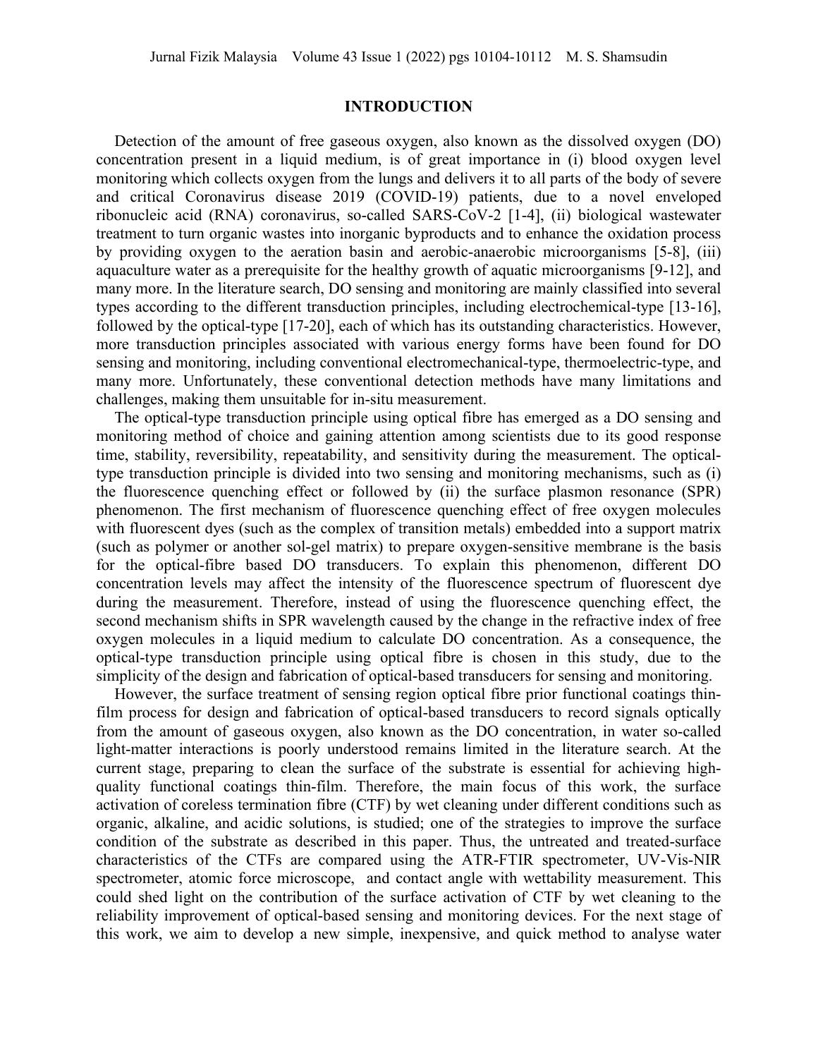## INTRODUCTION

Detection of the amount of free gaseous oxygen, also known as the dissolved oxygen (DO) concentration present in a liquid medium, is of great importance in (i) blood oxygen level monitoring which collects oxygen from the lungs and delivers it to all parts of the body of severe and critical Coronavirus disease 2019 (COVID-19) patients, due to a novel enveloped ribonucleic acid (RNA) coronavirus, so-called SARS-CoV-2 [1-4], (ii) biological wastewater treatment to turn organic wastes into inorganic byproducts and to enhance the oxidation process by providing oxygen to the aeration basin and aerobic-anaerobic microorganisms [5-8], (iii) aquaculture water as a prerequisite for the healthy growth of aquatic microorganisms [9-12], and many more. In the literature search, DO sensing and monitoring are mainly classified into several types according to the different transduction principles, including electrochemical-type [13-16], followed by the optical-type [17-20], each of which has its outstanding characteristics. However, more transduction principles associated with various energy forms have been found for DO sensing and monitoring, including conventional electromechanical-type, thermoelectric-type, and many more. Unfortunately, these conventional detection methods have many limitations and challenges, making them unsuitable for in-situ measurement.

The optical-type transduction principle using optical fibre has emerged as a DO sensing and monitoring method of choice and gaining attention among scientists due to its good response time, stability, reversibility, repeatability, and sensitivity during the measurement. The optical-type transduction principle is divided into two sensing and monitoring mechanisms, such as (i) the fluorescence quenching effect or followed by (ii) the surface plasmon resonance (SPR) phenomenon. The first mechanism of fluorescence quenching effect of free oxygen molecules with fluorescent dyes (such as the complex of transition metals) embedded into a support matrix (such as polymer or another sol-gel matrix) to prepare oxygen-sensitive membrane is the basis for the optical-fibre based DO transducers. To explain this phenomenon, different DO concentration levels may affect the intensity of the fluorescence spectrum of fluorescent dye during the measurement. Therefore, instead of using the fluorescence quenching effect, the second mechanism shifts in SPR wavelength caused by the change in the refractive index of free oxygen molecules in a liquid medium to calculate DO concentration. As a consequence, the optical-type transduction principle using optical fibre is chosen in this study, due to the simplicity of the design and fabrication of optical-based transducers for sensing and monitoring.

However, the surface treatment of sensing region optical fibre prior functional coatings thin-film process for design and fabrication of optical-based transducers to record signals optically from the amount of gaseous oxygen, also known as the DO concentration, in water so-called light-matter interactions is poorly understood remains limited in the literature search. At the current stage, preparing to clean the surface of the substrate is essential for achieving high-quality functional coatings thin-film. Therefore, the main focus of this work, the surface activation of coreless termination fibre (CTF) by wet cleaning under different conditions such as organic, alkaline, and acidic solutions, is studied; one of the strategies to improve the surface condition of the substrate as described in this paper. Thus, the untreated and treated-surface characteristics of the CTFs are compared using the ATR-FTIR spectrometer, UV-Vis-NIR spectrometer, atomic force microscope, and contact angle with wettability measurement. This could shed light on the contribution of the surface activation of CTF by wet cleaning to the reliability improvement of optical-based sensing and monitoring devices. For the next stage of this work, we aim to develop a new simple, inexpensive, and quick method to analyse water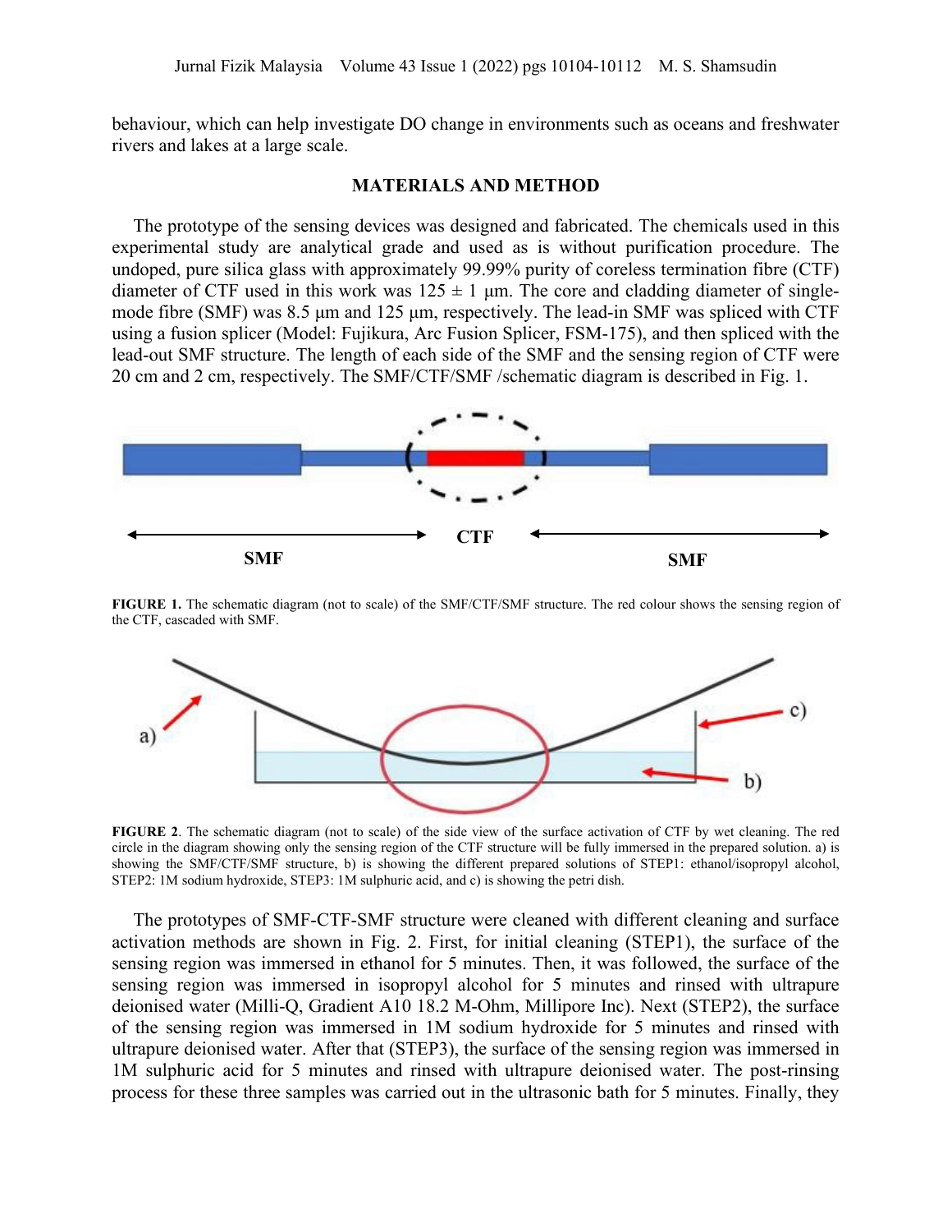behaviour, which can help investigate DO change in environments such as oceans and freshwater rivers and lakes at a large scale.

## MATERIALS AND METHOD

The prototype of the sensing devices was designed and fabricated. The chemicals used in this experimental study are analytical grade and used as is without purification procedure. The undoped, pure silica glass with approximately 99.99% purity of coreless termination fibre (CTF) diameter of CTF used in this work was 125 ± 1 μm. The core and cladding diameter of single-mode fibre (SMF) was 8.5 μm and 125 μm, respectively. The lead-in SMF was spliced with CTF using a fusion splicer (Model: Fujikura, Arc Fusion Splicer, FSM-175), and then spliced with the lead-out SMF structure. The length of each side of the SMF and the sensing region of CTF were 20 cm and 2 cm, respectively. The SMF/CTF/SMF /schematic diagram is described in Fig. 1.

**FIGURE 1.** The schematic diagram (not to scale) of the SMF/CTF/SMF structure. The red colour shows the sensing region of the CTF, cascaded with SMF.

**FIGURE 2**. The schematic diagram (not to scale) of the side view of the surface activation of CTF by wet cleaning. The red circle in the diagram showing only the sensing region of the CTF structure will be fully immersed in the prepared solution. a) is showing the SMF/CTF/SMF structure, b) is showing the different prepared solutions of STEP1: ethanol/isopropyl alcohol, STEP2: 1M sodium hydroxide, STEP3: 1M sulphuric acid, and c) is showing the petri dish.

The prototypes of SMF-CTF-SMF structure were cleaned with different cleaning and surface activation methods are shown in Fig. 2. First, for initial cleaning (STEP1), the surface of the sensing region was immersed in ethanol for 5 minutes. Then, it was followed, the surface of the sensing region was immersed in isopropyl alcohol for 5 minutes and rinsed with ultrapure deionised water (Milli-Q, Gradient A10 18.2 M-Ohm, Millipore Inc). Next (STEP2), the surface of the sensing region was immersed in 1M sodium hydroxide for 5 minutes and rinsed with ultrapure deionised water. After that (STEP3), the surface of the sensing region was immersed in 1M sulphuric acid for 5 minutes and rinsed with ultrapure deionised water. The post-rinsing process for these three samples was carried out in the ultrasonic bath for 5 minutes. Finally, they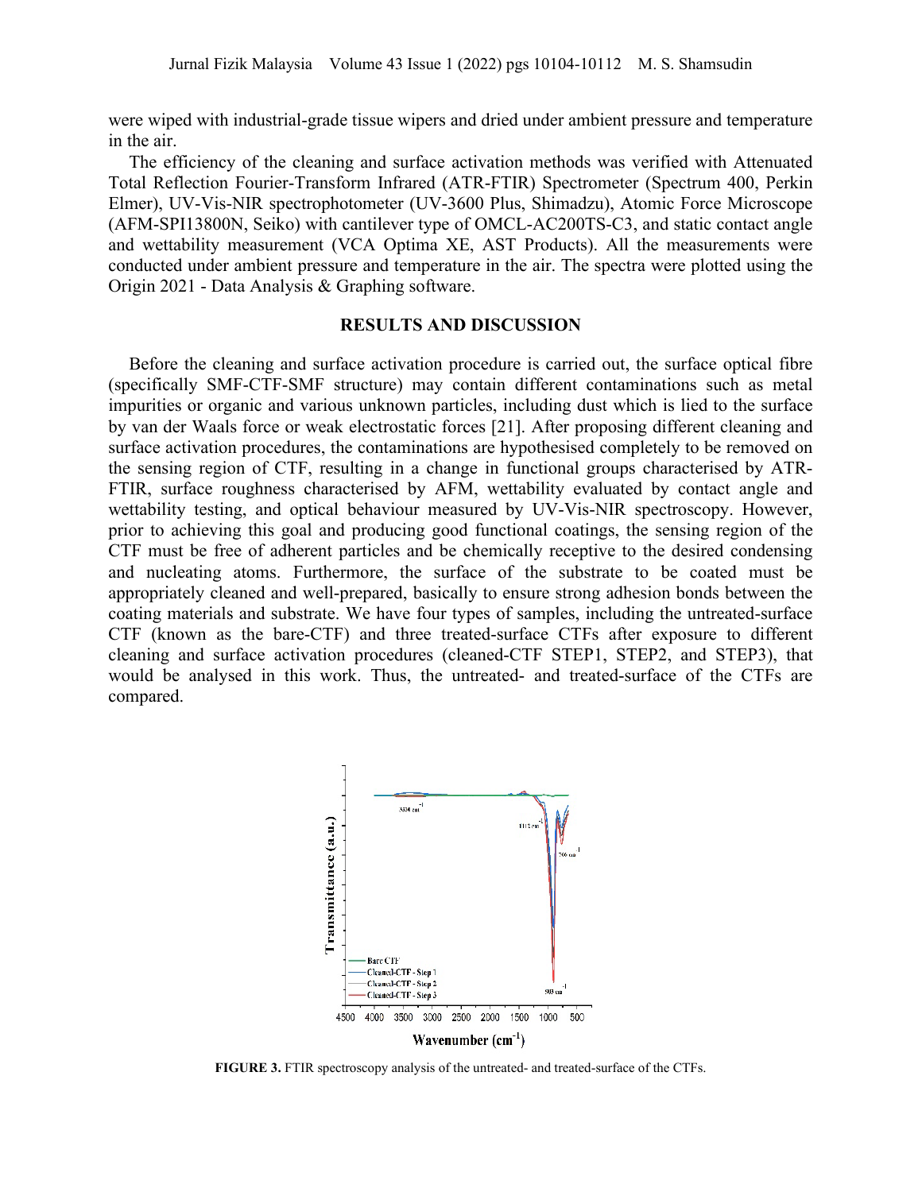were wiped with industrial-grade tissue wipers and dried under ambient pressure and temperature in the air.

The efficiency of the cleaning and surface activation methods was verified with Attenuated Total Reflection Fourier-Transform Infrared (ATR-FTIR) Spectrometer (Spectrum 400, Perkin Elmer), UV-Vis-NIR spectrophotometer (UV-3600 Plus, Shimadzu), Atomic Force Microscope (AFM-SPI13800N, Seiko) with cantilever type of OMCL-AC200TS-C3, and static contact angle and wettability measurement (VCA Optima XE, AST Products). All the measurements were conducted under ambient pressure and temperature in the air. The spectra were plotted using the Origin 2021 - Data Analysis & Graphing software.

## RESULTS AND DISCUSSION

Before the cleaning and surface activation procedure is carried out, the surface optical fibre (specifically SMF-CTF-SMF structure) may contain different contaminations such as metal impurities or organic and various unknown particles, including dust which is lied to the surface by van der Waals force or weak electrostatic forces [21]. After proposing different cleaning and surface activation procedures, the contaminations are hypothesised completely to be removed on the sensing region of CTF, resulting in a change in functional groups characterised by ATR-FTIR, surface roughness characterised by AFM, wettability evaluated by contact angle and wettability testing, and optical behaviour measured by UV-Vis-NIR spectroscopy. However, prior to achieving this goal and producing good functional coatings, the sensing region of the CTF must be free of adherent particles and be chemically receptive to the desired condensing and nucleating atoms. Furthermore, the surface of the substrate to be coated must be appropriately cleaned and well-prepared, basically to ensure strong adhesion bonds between the coating materials and substrate. We have four types of samples, including the untreated-surface CTF (known as the bare-CTF) and three treated-surface CTFs after exposure to different cleaning and surface activation procedures (cleaned-CTF STEP1, STEP2, and STEP3), that would be analysed in this work. Thus, the untreated- and treated-surface of the CTFs are compared.

**FIGURE 3.** FTIR spectroscopy analysis of the untreated- and treated-surface of the CTFs.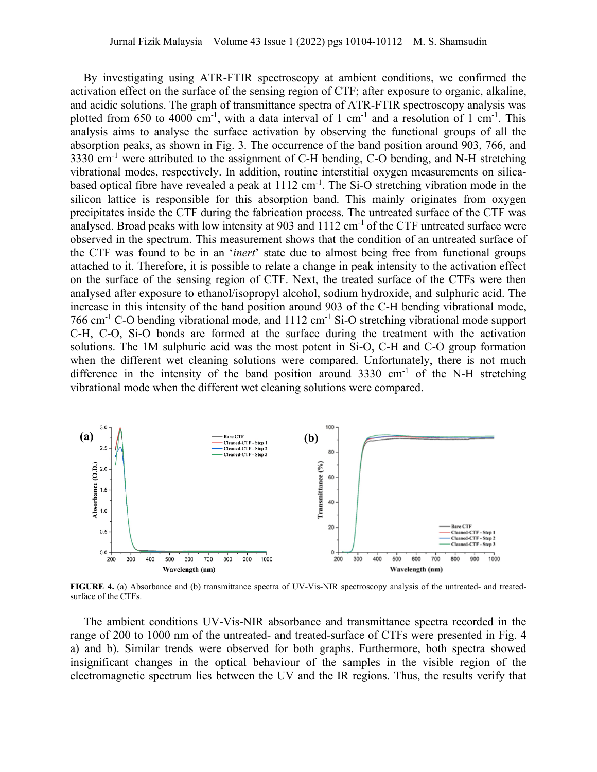By investigating using ATR-FTIR spectroscopy at ambient conditions, we confirmed the activation effect on the surface of the sensing region of CTF; after exposure to organic, alkaline, and acidic solutions. The graph of transmittance spectra of ATR-FTIR spectroscopy analysis was plotted from 650 to 4000 cm$^{-1}$, with a data interval of 1 cm$^{-1}$ and a resolution of 1 cm$^{-1}$. This analysis aims to analyse the surface activation by observing the functional groups of all the absorption peaks, as shown in Fig. 3. The occurrence of the band position around 903, 766, and 3330 cm$^{-1}$ were attributed to the assignment of C-H bending, C-O bending, and N-H stretching vibrational modes, respectively. In addition, routine interstitial oxygen measurements on silica-based optical fibre have revealed a peak at 1112 cm$^{-1}$. The Si-O stretching vibration mode in the silicon lattice is responsible for this absorption band. This mainly originates from oxygen precipitates inside the CTF during the fabrication process. The untreated surface of the CTF was analysed. Broad peaks with low intensity at 903 and 1112 cm$^{-1}$ of the CTF untreated surface were observed in the spectrum. This measurement shows that the condition of an untreated surface of the CTF was found to be in an '*inert*' state due to almost being free from functional groups attached to it. Therefore, it is possible to relate a change in peak intensity to the activation effect on the surface of the sensing region of CTF. Next, the treated surface of the CTFs were then analysed after exposure to ethanol/isopropyl alcohol, sodium hydroxide, and sulphuric acid. The increase in this intensity of the band position around 903 of the C-H bending vibrational mode, 766 cm$^{-1}$ C-O bending vibrational mode, and 1112 cm$^{-1}$ Si-O stretching vibrational mode support C-H, C-O, Si-O bonds are formed at the surface during the treatment with the activation solutions. The 1M sulphuric acid was the most potent in Si-O, C-H and C-O group formation when the different wet cleaning solutions were compared. Unfortunately, there is not much difference in the intensity of the band position around 3330 cm$^{-1}$ of the N-H stretching vibrational mode when the different wet cleaning solutions were compared.

**FIGURE 4.** (a) Absorbance and (b) transmittance spectra of UV-Vis-NIR spectroscopy analysis of the untreated- and treated-surface of the CTFs.

The ambient conditions UV-Vis-NIR absorbance and transmittance spectra recorded in the range of 200 to 1000 nm of the untreated- and treated-surface of CTFs were presented in Fig. 4 a) and b). Similar trends were observed for both graphs. Furthermore, both spectra showed insignificant changes in the optical behaviour of the samples in the visible region of the electromagnetic spectrum lies between the UV and the IR regions. Thus, the results verify that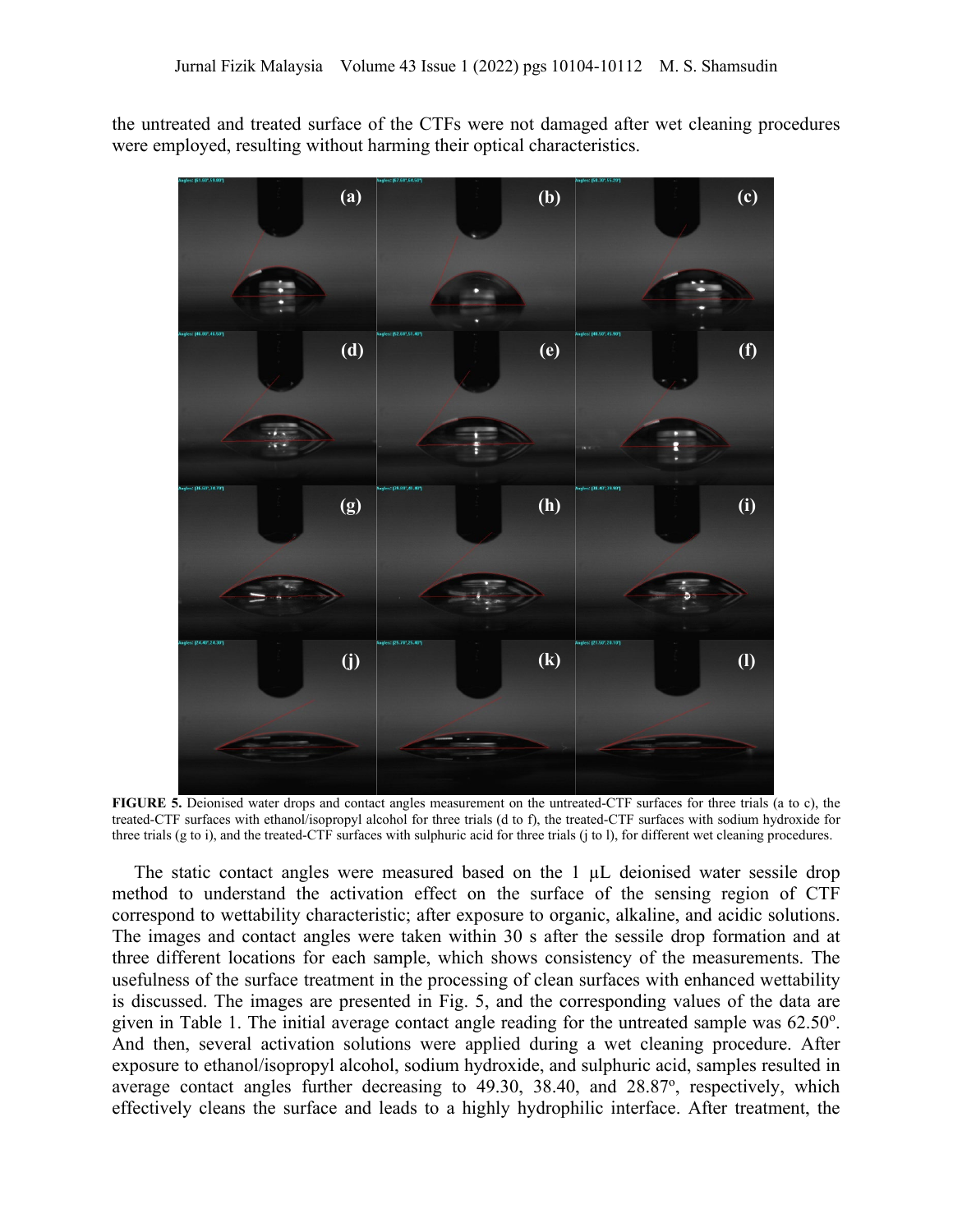the untreated and treated surface of the CTFs were not damaged after wet cleaning procedures were employed, resulting without harming their optical characteristics.

**FIGURE 5.** Deionised water drops and contact angles measurement on the untreated-CTF surfaces for three trials (a to c), the treated-CTF surfaces with ethanol/isopropyl alcohol for three trials (d to f), the treated-CTF surfaces with sodium hydroxide for three trials (g to i), and the treated-CTF surfaces with sulphuric acid for three trials (j to l), for different wet cleaning procedures.

The static contact angles were measured based on the 1 μL deionised water sessile drop method to understand the activation effect on the surface of the sensing region of CTF correspond to wettability characteristic; after exposure to organic, alkaline, and acidic solutions. The images and contact angles were taken within 30 s after the sessile drop formation and at three different locations for each sample, which shows consistency of the measurements. The usefulness of the surface treatment in the processing of clean surfaces with enhanced wettability is discussed. The images are presented in Fig. 5, and the corresponding values of the data are given in Table 1. The initial average contact angle reading for the untreated sample was 62.50º. And then, several activation solutions were applied during a wet cleaning procedure. After exposure to ethanol/isopropyl alcohol, sodium hydroxide, and sulphuric acid, samples resulted in average contact angles further decreasing to 49.30, 38.40, and 28.87º, respectively, which effectively cleans the surface and leads to a highly hydrophilic interface. After treatment, the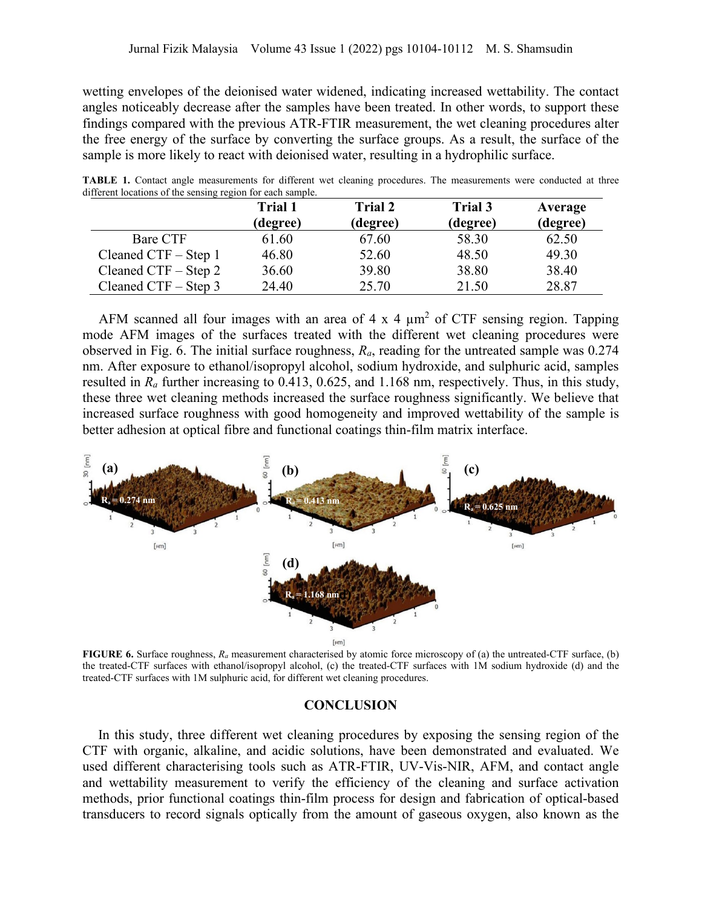wetting envelopes of the deionised water widened, indicating increased wettability. The contact angles noticeably decrease after the samples have been treated. In other words, to support these findings compared with the previous ATR-FTIR measurement, the wet cleaning procedures alter the free energy of the surface by converting the surface groups. As a result, the surface of the sample is more likely to react with deionised water, resulting in a hydrophilic surface.

**TABLE 1.** Contact angle measurements for different wet cleaning procedures. The measurements were conducted at three different locations of the sensing region for each sample.

| | Trial 1 (degree) | Trial 2 (degree) | Trial 3 (degree) | Average (degree) |
|---|---|---|---|---|
| Bare CTF | 61.60 | 67.60 | 58.30 | 62.50 |
| Cleaned CTF – Step 1 | 46.80 | 52.60 | 48.50 | 49.30 |
| Cleaned CTF – Step 2 | 36.60 | 39.80 | 38.80 | 38.40 |
| Cleaned CTF – Step 3 | 24.40 | 25.70 | 21.50 | 28.87 |

AFM scanned all four images with an area of 4 x 4 $\mu m^2$ of CTF sensing region. Tapping mode AFM images of the surfaces treated with the different wet cleaning procedures were observed in Fig. 6. The initial surface roughness, $R_a$, reading for the untreated sample was 0.274 nm. After exposure to ethanol/isopropyl alcohol, sodium hydroxide, and sulphuric acid, samples resulted in $R_a$ further increasing to 0.413, 0.625, and 1.168 nm, respectively. Thus, in this study, these three wet cleaning methods increased the surface roughness significantly. We believe that increased surface roughness with good homogeneity and improved wettability of the sample is better adhesion at optical fibre and functional coatings thin-film matrix interface.

**FIGURE 6.** Surface roughness, $R_a$ measurement characterised by atomic force microscopy of (a) the untreated-CTF surface, (b) the treated-CTF surfaces with ethanol/isopropyl alcohol, (c) the treated-CTF surfaces with 1M sodium hydroxide (d) and the treated-CTF surfaces with 1M sulphuric acid, for different wet cleaning procedures.

## CONCLUSION

In this study, three different wet cleaning procedures by exposing the sensing region of the CTF with organic, alkaline, and acidic solutions, have been demonstrated and evaluated. We used different characterising tools such as ATR-FTIR, UV-Vis-NIR, AFM, and contact angle and wettability measurement to verify the efficiency of the cleaning and surface activation methods, prior functional coatings thin-film process for design and fabrication of optical-based transducers to record signals optically from the amount of gaseous oxygen, also known as the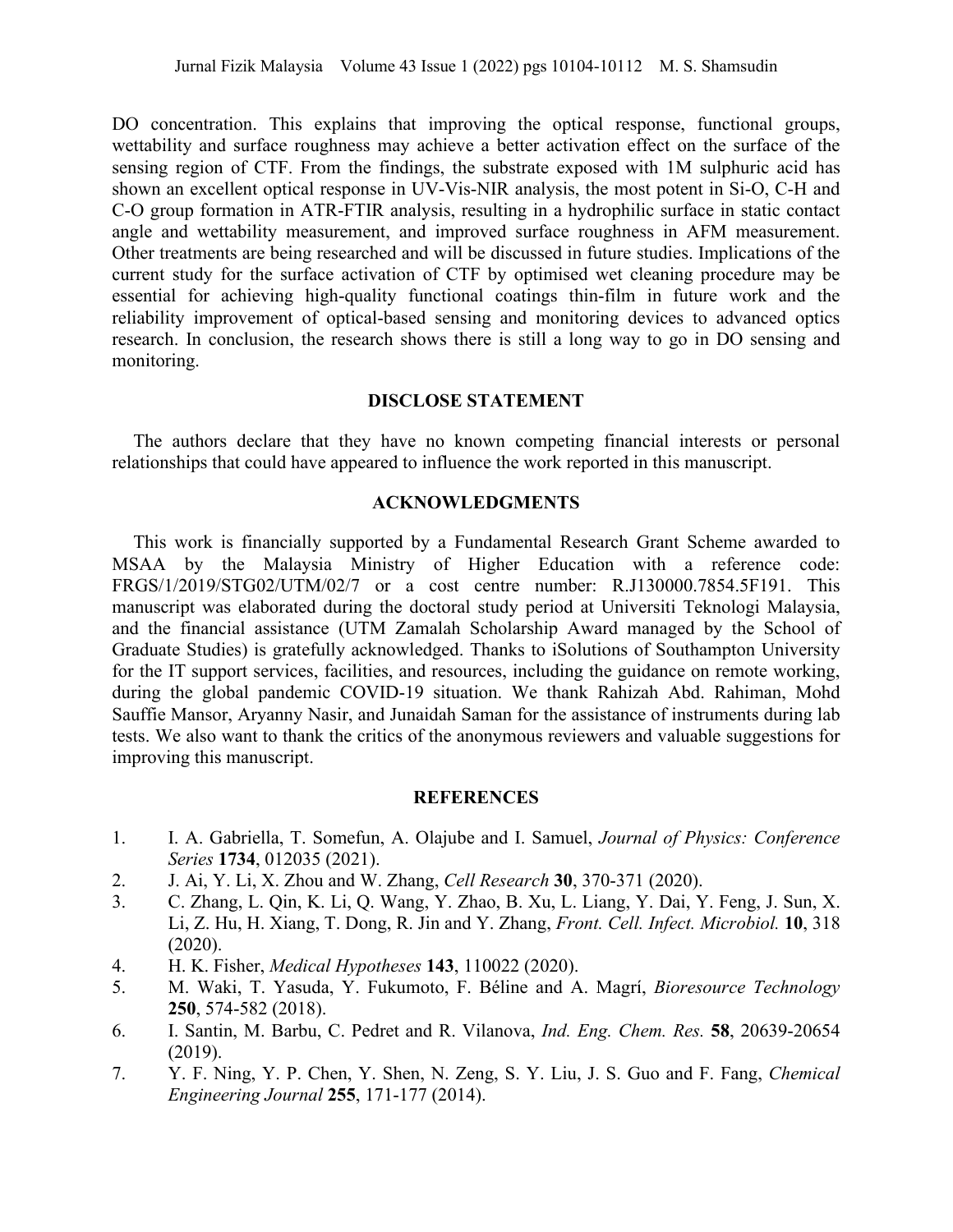DO concentration. This explains that improving the optical response, functional groups, wettability and surface roughness may achieve a better activation effect on the surface of the sensing region of CTF. From the findings, the substrate exposed with 1M sulphuric acid has shown an excellent optical response in UV-Vis-NIR analysis, the most potent in Si-O, C-H and C-O group formation in ATR-FTIR analysis, resulting in a hydrophilic surface in static contact angle and wettability measurement, and improved surface roughness in AFM measurement. Other treatments are being researched and will be discussed in future studies. Implications of the current study for the surface activation of CTF by optimised wet cleaning procedure may be essential for achieving high-quality functional coatings thin-film in future work and the reliability improvement of optical-based sensing and monitoring devices to advanced optics research. In conclusion, the research shows there is still a long way to go in DO sensing and monitoring.

## DISCLOSE STATEMENT

The authors declare that they have no known competing financial interests or personal relationships that could have appeared to influence the work reported in this manuscript.

## ACKNOWLEDGMENTS

This work is financially supported by a Fundamental Research Grant Scheme awarded to MSAA by the Malaysia Ministry of Higher Education with a reference code: FRGS/1/2019/STG02/UTM/02/7 or a cost centre number: R.J130000.7854.5F191. This manuscript was elaborated during the doctoral study period at Universiti Teknologi Malaysia, and the financial assistance (UTM Zamalah Scholarship Award managed by the School of Graduate Studies) is gratefully acknowledged. Thanks to iSolutions of Southampton University for the IT support services, facilities, and resources, including the guidance on remote working, during the global pandemic COVID-19 situation. We thank Rahizah Abd. Rahiman, Mohd Sauffie Mansor, Aryanny Nasir, and Junaidah Saman for the assistance of instruments during lab tests. We also want to thank the critics of the anonymous reviewers and valuable suggestions for improving this manuscript.

## REFERENCES

1. I. A. Gabriella, T. Somefun, A. Olajube and I. Samuel, *Journal of Physics: Conference Series* **1734**, 012035 (2021).
2. J. Ai, Y. Li, X. Zhou and W. Zhang, *Cell Research* **30**, 370-371 (2020).
3. C. Zhang, L. Qin, K. Li, Q. Wang, Y. Zhao, B. Xu, L. Liang, Y. Dai, Y. Feng, J. Sun, X. Li, Z. Hu, H. Xiang, T. Dong, R. Jin and Y. Zhang, *Front. Cell. Infect. Microbiol.* **10**, 318 (2020).
4. H. K. Fisher, *Medical Hypotheses* **143**, 110022 (2020).
5. M. Waki, T. Yasuda, Y. Fukumoto, F. Béline and A. Magrí, *Bioresource Technology* **250**, 574-582 (2018).
6. I. Santin, M. Barbu, C. Pedret and R. Vilanova, *Ind. Eng. Chem. Res.* **58**, 20639-20654 (2019).
7. Y. F. Ning, Y. P. Chen, Y. Shen, N. Zeng, S. Y. Liu, J. S. Guo and F. Fang, *Chemical Engineering Journal* **255**, 171-177 (2014).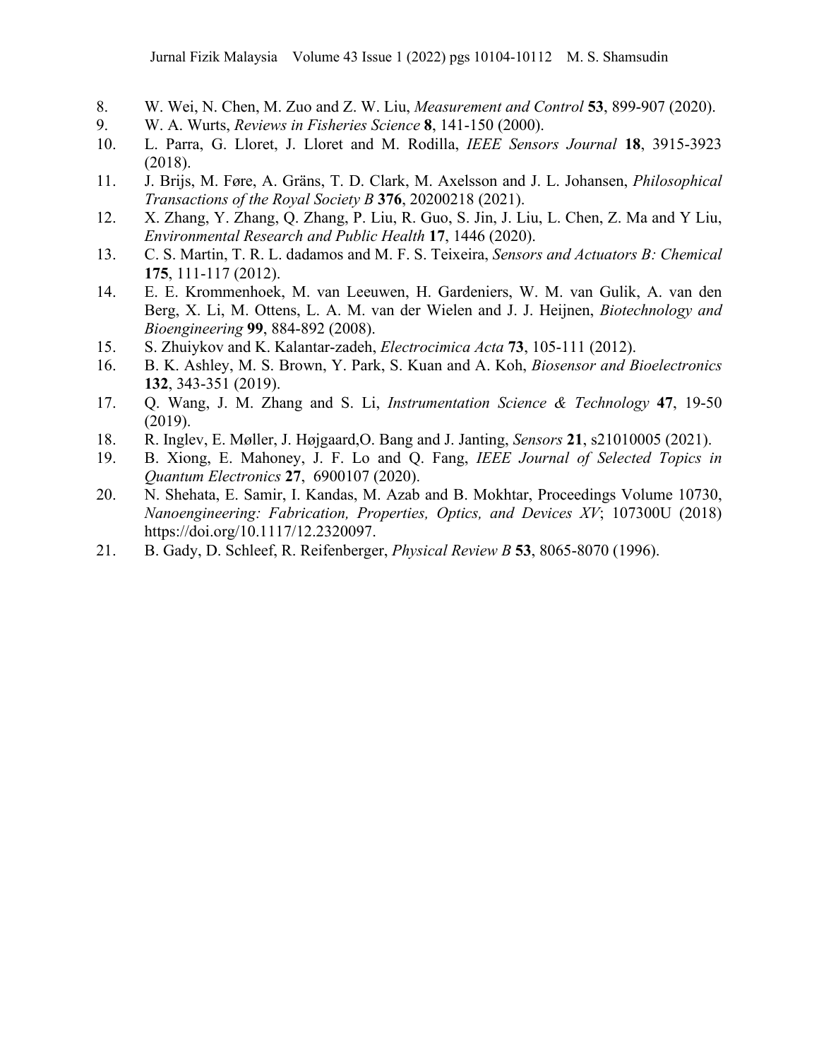8. W. Wei, N. Chen, M. Zuo and Z. W. Liu, *Measurement and Control* **53**, 899-907 (2020).
9. W. A. Wurts, *Reviews in Fisheries Science* **8**, 141-150 (2000).
10. L. Parra, G. Lloret, J. Lloret and M. Rodilla, *IEEE Sensors Journal* **18**, 3915-3923 (2018).
11. J. Brijs, M. Føre, A. Gräns, T. D. Clark, M. Axelsson and J. L. Johansen, *Philosophical Transactions of the Royal Society B* **376**, 20200218 (2021).
12. X. Zhang, Y. Zhang, Q. Zhang, P. Liu, R. Guo, S. Jin, J. Liu, L. Chen, Z. Ma and Y Liu, *Environmental Research and Public Health* **17**, 1446 (2020).
13. C. S. Martin, T. R. L. dadamos and M. F. S. Teixeira, *Sensors and Actuators B: Chemical* **175**, 111-117 (2012).
14. E. E. Krommenhoek, M. van Leeuwen, H. Gardeniers, W. M. van Gulik, A. van den Berg, X. Li, M. Ottens, L. A. M. van der Wielen and J. J. Heijnen, *Biotechnology and Bioengineering* **99**, 884-892 (2008).
15. S. Zhuiykov and K. Kalantar-zadeh, *Electrocimica Acta* **73**, 105-111 (2012).
16. B. K. Ashley, M. S. Brown, Y. Park, S. Kuan and A. Koh, *Biosensor and Bioelectronics* **132**, 343-351 (2019).
17. Q. Wang, J. M. Zhang and S. Li, *Instrumentation Science & Technology* **47**, 19-50 (2019).
18. R. Inglev, E. Møller, J. Højgaard,O. Bang and J. Janting, *Sensors* **21**, s21010005 (2021).
19. B. Xiong, E. Mahoney, J. F. Lo and Q. Fang, *IEEE Journal of Selected Topics in Quantum Electronics* **27**, 6900107 (2020).
20. N. Shehata, E. Samir, I. Kandas, M. Azab and B. Mokhtar, Proceedings Volume 10730, *Nanoengineering: Fabrication, Properties, Optics, and Devices XV*; 107300U (2018) https://doi.org/10.1117/12.2320097.
21. B. Gady, D. Schleef, R. Reifenberger, *Physical Review B* **53**, 8065-8070 (1996).